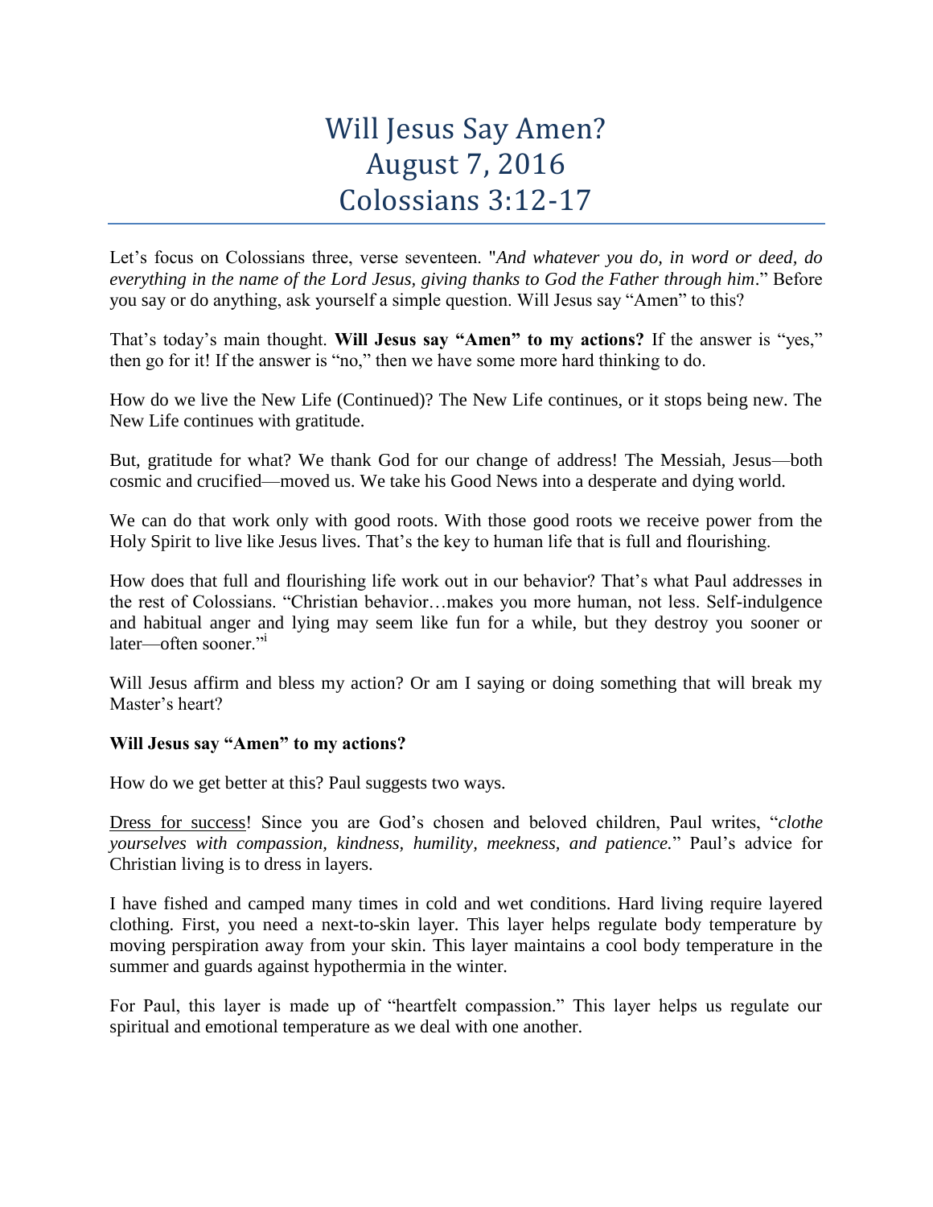# Will Jesus Say Amen?
# August 7, 2016
# Colossians 3:12-17

Let's focus on Colossians three, verse seventeen. "*And whatever you do, in word or deed, do everything in the name of the Lord Jesus, giving thanks to God the Father through him*." Before you say or do anything, ask yourself a simple question. Will Jesus say "Amen" to this?

That's today's main thought. **Will Jesus say "Amen" to my actions?** If the answer is "yes," then go for it! If the answer is "no," then we have some more hard thinking to do.

How do we live the New Life (Continued)? The New Life continues, or it stops being new. The New Life continues with gratitude.

But, gratitude for what? We thank God for our change of address! The Messiah, Jesus—both cosmic and crucified—moved us. We take his Good News into a desperate and dying world.

We can do that work only with good roots. With those good roots we receive power from the Holy Spirit to live like Jesus lives. That's the key to human life that is full and flourishing.

How does that full and flourishing life work out in our behavior? That's what Paul addresses in the rest of Colossians. "Christian behavior…makes you more human, not less. Self-indulgence and habitual anger and lying may seem like fun for a while, but they destroy you sooner or later—often sooner."[i]

Will Jesus affirm and bless my action? Or am I saying or doing something that will break my Master's heart?

**Will Jesus say "Amen" to my actions?**

How do we get better at this? Paul suggests two ways.

<u>Dress for success</u>! Since you are God's chosen and beloved children, Paul writes, "*clothe yourselves with compassion, kindness, humility, meekness, and patience.*" Paul's advice for Christian living is to dress in layers.

I have fished and camped many times in cold and wet conditions. Hard living require layered clothing. First, you need a next-to-skin layer. This layer helps regulate body temperature by moving perspiration away from your skin. This layer maintains a cool body temperature in the summer and guards against hypothermia in the winter.

For Paul, this layer is made up of "heartfelt compassion." This layer helps us regulate our spiritual and emotional temperature as we deal with one another.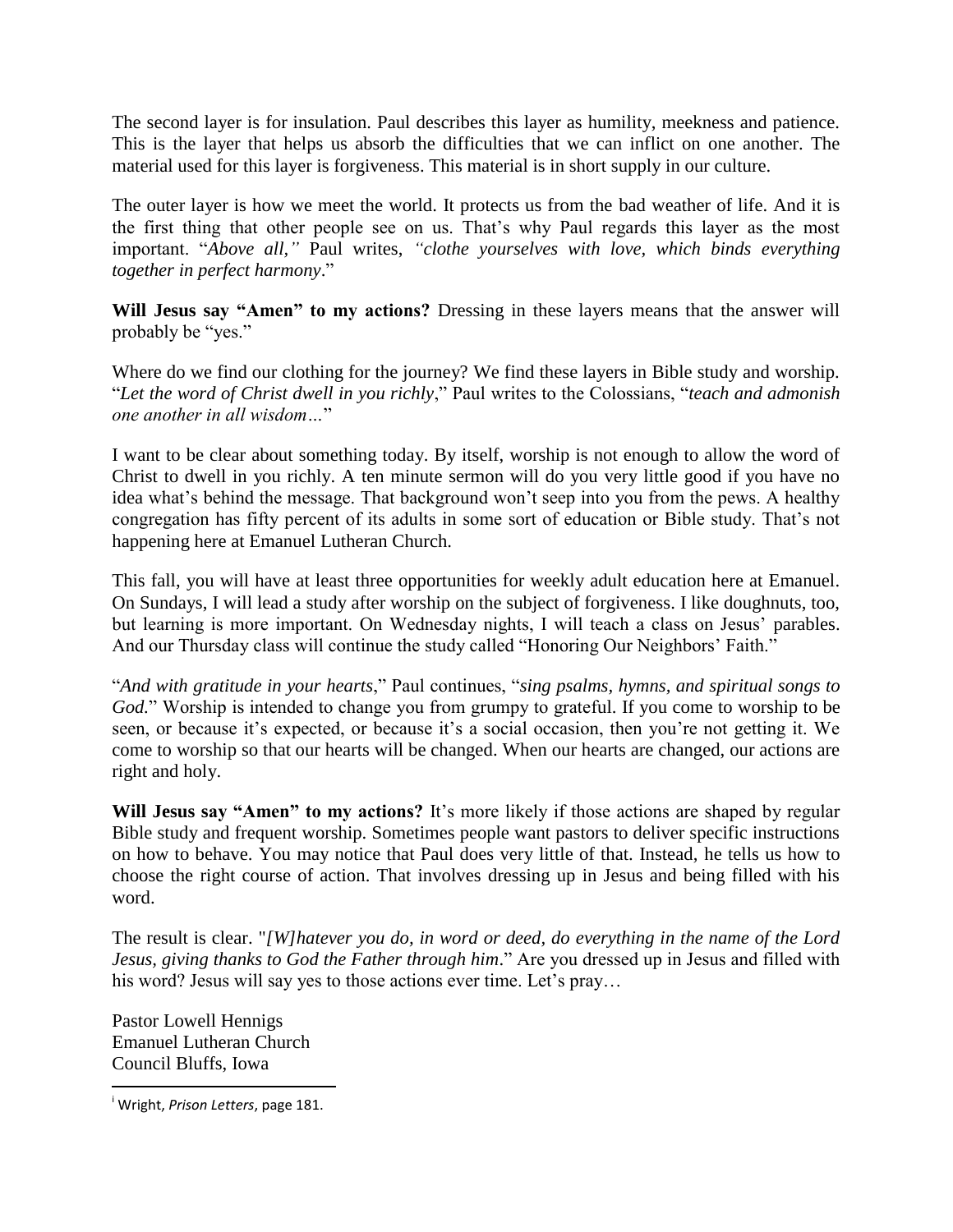The second layer is for insulation. Paul describes this layer as humility, meekness and patience. This is the layer that helps us absorb the difficulties that we can inflict on one another. The material used for this layer is forgiveness. This material is in short supply in our culture.

The outer layer is how we meet the world. It protects us from the bad weather of life. And it is the first thing that other people see on us. That's why Paul regards this layer as the most important. "*Above all,"* Paul writes, *"clothe yourselves with love, which binds everything together in perfect harmony*."

**Will Jesus say "Amen" to my actions?** Dressing in these layers means that the answer will probably be "yes."

Where do we find our clothing for the journey? We find these layers in Bible study and worship. "*Let the word of Christ dwell in you richly*," Paul writes to the Colossians, "*teach and admonish one another in all wisdom…*"

I want to be clear about something today. By itself, worship is not enough to allow the word of Christ to dwell in you richly. A ten minute sermon will do you very little good if you have no idea what's behind the message. That background won't seep into you from the pews. A healthy congregation has fifty percent of its adults in some sort of education or Bible study. That's not happening here at Emanuel Lutheran Church.

This fall, you will have at least three opportunities for weekly adult education here at Emanuel. On Sundays, I will lead a study after worship on the subject of forgiveness. I like doughnuts, too, but learning is more important. On Wednesday nights, I will teach a class on Jesus' parables. And our Thursday class will continue the study called "Honoring Our Neighbors' Faith."

"*And with gratitude in your hearts*," Paul continues, "*sing psalms, hymns, and spiritual songs to God*." Worship is intended to change you from grumpy to grateful. If you come to worship to be seen, or because it's expected, or because it's a social occasion, then you're not getting it. We come to worship so that our hearts will be changed. When our hearts are changed, our actions are right and holy.

**Will Jesus say "Amen" to my actions?** It's more likely if those actions are shaped by regular Bible study and frequent worship. Sometimes people want pastors to deliver specific instructions on how to behave. You may notice that Paul does very little of that. Instead, he tells us how to choose the right course of action. That involves dressing up in Jesus and being filled with his word.

The result is clear. "*[W]hatever you do, in word or deed, do everything in the name of the Lord Jesus, giving thanks to God the Father through him*." Are you dressed up in Jesus and filled with his word? Jesus will say yes to those actions ever time. Let's pray…

Pastor Lowell Hennigs
Emanuel Lutheran Church
Council Bluffs, Iowa

[i] Wright, *Prison Letters*, page 181.